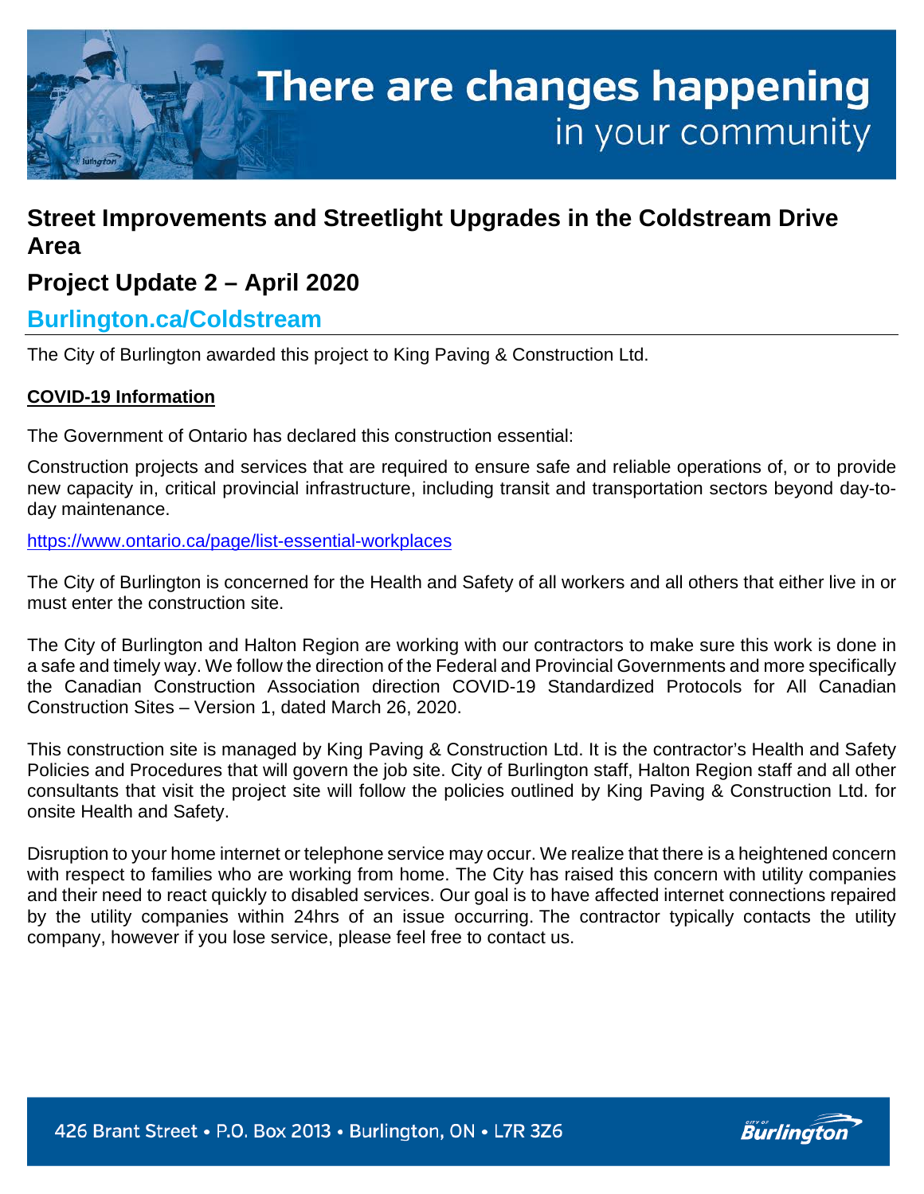# There are changes happening in your community

## Street Improvements and Streetlight Upgrades in the Coldstream Drive Area

## Project Update 2 – April 2020

### Burlington.ca/Coldstream

The City of Burlington awarded this project to King Paving & Construction Ltd.

**COVID-19 Information**

The Government of Ontario has declared this construction essential:

Construction projects and services that are required to ensure safe and reliable operations of, or to provide new capacity in, critical provincial infrastructure, including transit and transportation sectors beyond day-to-day maintenance.

https://www.ontario.ca/page/list-essential-workplaces

The City of Burlington is concerned for the Health and Safety of all workers and all others that either live in or must enter the construction site.

The City of Burlington and Halton Region are working with our contractors to make sure this work is done in a safe and timely way. We follow the direction of the Federal and Provincial Governments and more specifically the Canadian Construction Association direction COVID-19 Standardized Protocols for All Canadian Construction Sites – Version 1, dated March 26, 2020.

This construction site is managed by King Paving & Construction Ltd. It is the contractor's Health and Safety Policies and Procedures that will govern the job site. City of Burlington staff, Halton Region staff and all other consultants that visit the project site will follow the policies outlined by King Paving & Construction Ltd. for onsite Health and Safety.

Disruption to your home internet or telephone service may occur. We realize that there is a heightened concern with respect to families who are working from home. The City has raised this concern with utility companies and their need to react quickly to disabled services. Our goal is to have affected internet connections repaired by the utility companies within 24hrs of an issue occurring. The contractor typically contacts the utility company, however if you lose service, please feel free to contact us.

426 Brant Street • P.O. Box 2013 • Burlington, ON • L7R 3Z6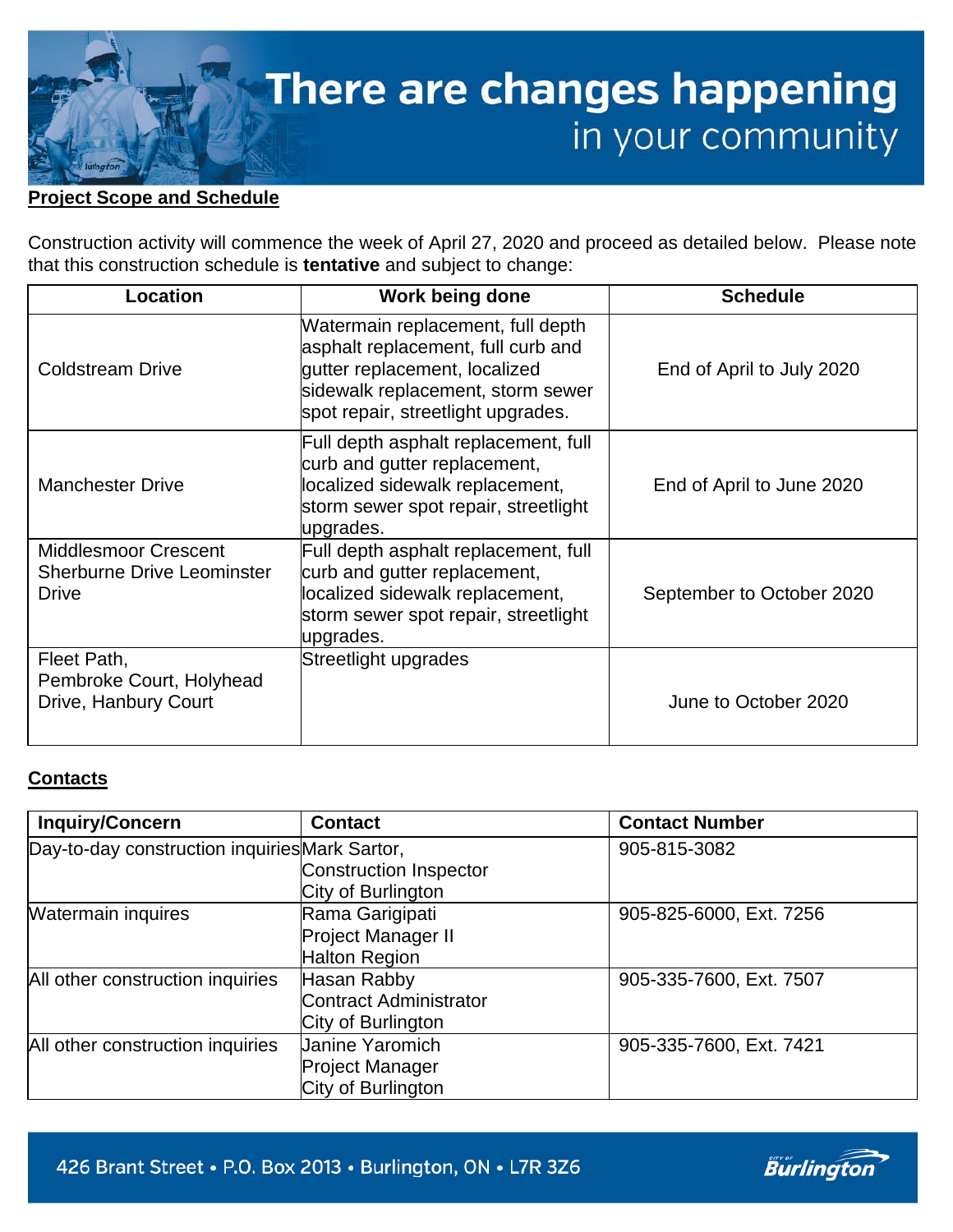# There are changes happening in your community

**Project Scope and Schedule**

Construction activity will commence the week of April 27, 2020 and proceed as detailed below. Please note that this construction schedule is **tentative** and subject to change:

| Location | Work being done | Schedule |
|---|---|---|
| Coldstream Drive | Watermain replacement, full depth asphalt replacement, full curb and gutter replacement, localized sidewalk replacement, storm sewer spot repair, streetlight upgrades. | End of April to July 2020 |
| Manchester Drive | Full depth asphalt replacement, full curb and gutter replacement, localized sidewalk replacement, storm sewer spot repair, streetlight upgrades. | End of April to June 2020 |
| Middlesmoor Crescent Sherburne Drive Leominster Drive | Full depth asphalt replacement, full curb and gutter replacement, localized sidewalk replacement, storm sewer spot repair, streetlight upgrades. | September to October 2020 |
| Fleet Path, Pembroke Court, Holyhead Drive, Hanbury Court | Streetlight upgrades | June to October 2020 |

**Contacts**

| Inquiry/Concern | Contact | Contact Number |
|---|---|---|
| Day-to-day construction inquiries | Mark Sartor, Construction Inspector City of Burlington | 905-815-3082 |
| Watermain inquires | Rama Garigipati Project Manager II Halton Region | 905-825-6000, Ext. 7256 |
| All other construction inquiries | Hasan Rabby Contract Administrator City of Burlington | 905-335-7600, Ext. 7507 |
| All other construction inquiries | Janine Yaromich Project Manager City of Burlington | 905-335-7600, Ext. 7421 |

426 Brant Street • P.O. Box 2013 • Burlington, ON • L7R 3Z6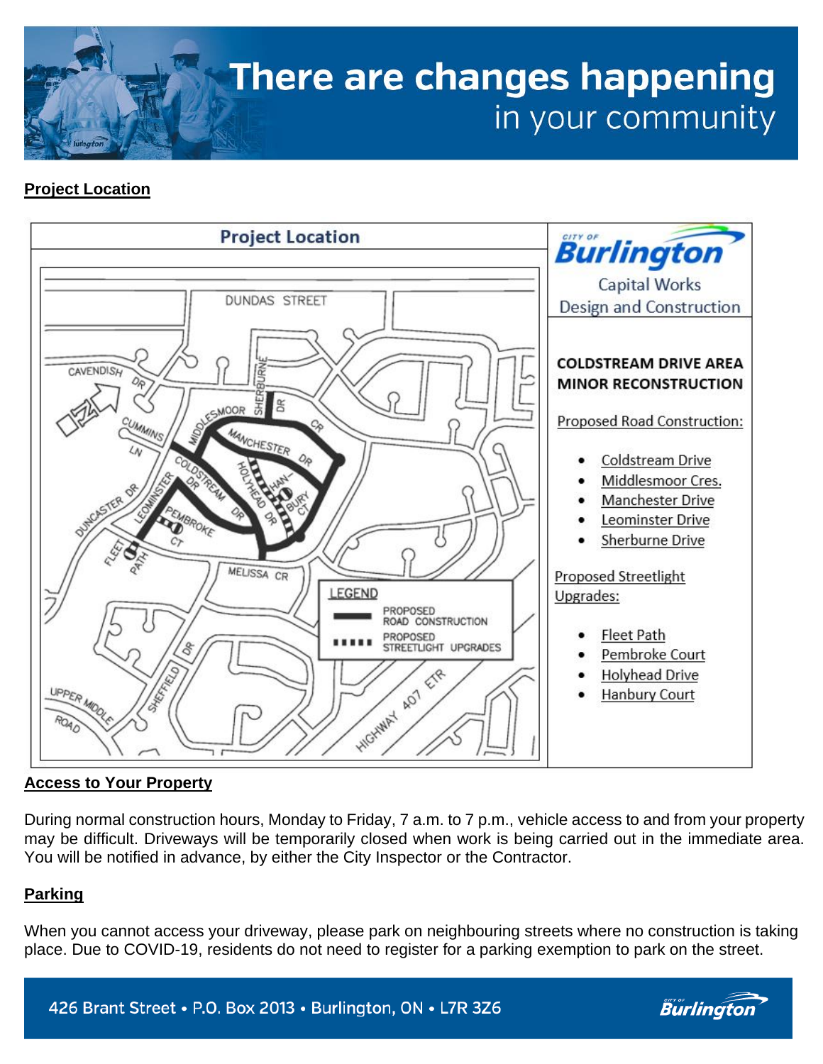# There are changes happening in your community

**Project Location**

Project Location

City of Burlington
Capital Works
Design and Construction

**COLDSTREAM DRIVE AREA MINOR RECONSTRUCTION**

Proposed Road Construction:

- Coldstream Drive
- Middlesmoor Cres.
- Manchester Drive
- Leominster Drive
- Sherburne Drive

Proposed Streetlight Upgrades:

- Fleet Path
- Pembroke Court
- Holyhead Drive
- Hanbury Court

LEGEND

- PROPOSED ROAD CONSTRUCTION
- PROPOSED STREETLIGHT UPGRADES

**Access to Your Property**

During normal construction hours, Monday to Friday, 7 a.m. to 7 p.m., vehicle access to and from your property may be difficult. Driveways will be temporarily closed when work is being carried out in the immediate area. You will be notified in advance, by either the City Inspector or the Contractor.

**Parking**

When you cannot access your driveway, please park on neighbouring streets where no construction is taking place. Due to COVID-19, residents do not need to register for a parking exemption to park on the street.

426 Brant Street • P.O. Box 2013 • Burlington, ON • L7R 3Z6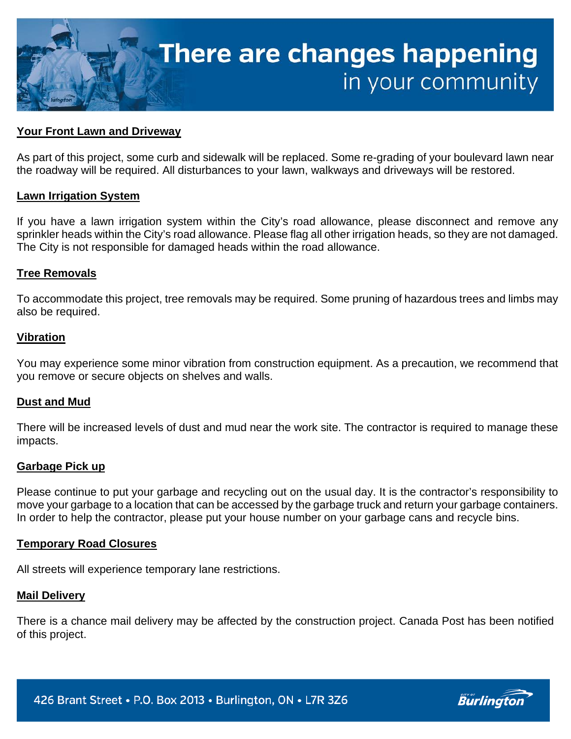# There are changes happening in your community

**Your Front Lawn and Driveway**

As part of this project, some curb and sidewalk will be replaced. Some re-grading of your boulevard lawn near the roadway will be required. All disturbances to your lawn, walkways and driveways will be restored.

**Lawn Irrigation System**

If you have a lawn irrigation system within the City's road allowance, please disconnect and remove any sprinkler heads within the City's road allowance. Please flag all other irrigation heads, so they are not damaged. The City is not responsible for damaged heads within the road allowance.

**Tree Removals**

To accommodate this project, tree removals may be required. Some pruning of hazardous trees and limbs may also be required.

**Vibration**

You may experience some minor vibration from construction equipment. As a precaution, we recommend that you remove or secure objects on shelves and walls.

**Dust and Mud**

There will be increased levels of dust and mud near the work site. The contractor is required to manage these impacts.

**Garbage Pick up**

Please continue to put your garbage and recycling out on the usual day. It is the contractor's responsibility to move your garbage to a location that can be accessed by the garbage truck and return your garbage containers. In order to help the contractor, please put your house number on your garbage cans and recycle bins.

**Temporary Road Closures**

All streets will experience temporary lane restrictions.

**Mail Delivery**

There is a chance mail delivery may be affected by the construction project. Canada Post has been notified of this project.

426 Brant Street • P.O. Box 2013 • Burlington, ON • L7R 3Z6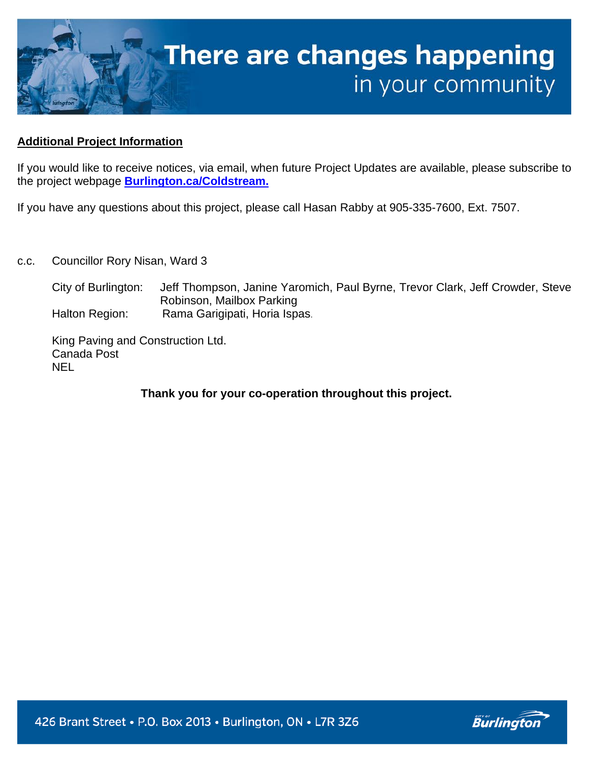# There are changes happening in your community

**Additional Project Information**

If you would like to receive notices, via email, when future Project Updates are available, please subscribe to the project webpage **Burlington.ca/Coldstream.**

If you have any questions about this project, please call Hasan Rabby at 905-335-7600, Ext. 7507.

c.c. Councillor Rory Nisan, Ward 3

City of Burlington: Jeff Thompson, Janine Yaromich, Paul Byrne, Trevor Clark, Jeff Crowder, Steve Robinson, Mailbox Parking

Halton Region: Rama Garigipati, Horia Ispas.

King Paving and Construction Ltd.
Canada Post
NEL

**Thank you for your co-operation throughout this project.**

426 Brant Street • P.O. Box 2013 • Burlington, ON • L7R 3Z6